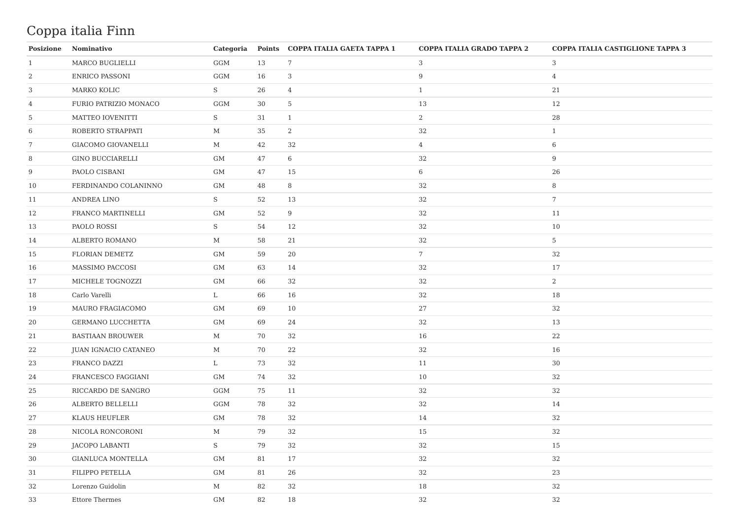# Coppa italia Finn

| Posizione | Nominativo | Categoria | Points | COPPA ITALIA GAETA TAPPA 1 | COPPA ITALIA GRADO TAPPA 2 | COPPA ITALIA CASTIGLIONE TAPPA 3 |
|---|---|---|---|---|---|---|
| 1 | MARCO BUGLIELLI | GGM | 13 | 7 | 3 | 3 |
| 2 | ENRICO PASSONI | GGM | 16 | 3 | 9 | 4 |
| 3 | MARKO KOLIC | S | 26 | 4 | 1 | 21 |
| 4 | FURIO PATRIZIO MONACO | GGM | 30 | 5 | 13 | 12 |
| 5 | MATTEO IOVENITTI | S | 31 | 1 | 2 | 28 |
| 6 | ROBERTO STRAPPATI | M | 35 | 2 | 32 | 1 |
| 7 | GIACOMO GIOVANELLI | M | 42 | 32 | 4 | 6 |
| 8 | GINO BUCCIARELLI | GM | 47 | 6 | 32 | 9 |
| 9 | PAOLO CISBANI | GM | 47 | 15 | 6 | 26 |
| 10 | FERDINANDO COLANINNO | GM | 48 | 8 | 32 | 8 |
| 11 | ANDREA LINO | S | 52 | 13 | 32 | 7 |
| 12 | FRANCO MARTINELLI | GM | 52 | 9 | 32 | 11 |
| 13 | PAOLO ROSSI | S | 54 | 12 | 32 | 10 |
| 14 | ALBERTO ROMANO | M | 58 | 21 | 32 | 5 |
| 15 | FLORIAN DEMETZ | GM | 59 | 20 | 7 | 32 |
| 16 | MASSIMO PACCOSI | GM | 63 | 14 | 32 | 17 |
| 17 | MICHELE TOGNOZZI | GM | 66 | 32 | 32 | 2 |
| 18 | Carlo Varelli | L | 66 | 16 | 32 | 18 |
| 19 | MAURO FRAGIACOMO | GM | 69 | 10 | 27 | 32 |
| 20 | GERMANO LUCCHETTA | GM | 69 | 24 | 32 | 13 |
| 21 | BASTIAAN BROUWER | M | 70 | 32 | 16 | 22 |
| 22 | JUAN IGNACIO CATANEO | M | 70 | 22 | 32 | 16 |
| 23 | FRANCO DAZZI | L | 73 | 32 | 11 | 30 |
| 24 | FRANCESCO FAGGIANI | GM | 74 | 32 | 10 | 32 |
| 25 | RICCARDO DE SANGRO | GGM | 75 | 11 | 32 | 32 |
| 26 | ALBERTO BELLELLI | GGM | 78 | 32 | 32 | 14 |
| 27 | KLAUS HEUFLER | GM | 78 | 32 | 14 | 32 |
| 28 | NICOLA RONCORONI | M | 79 | 32 | 15 | 32 |
| 29 | JACOPO LABANTI | S | 79 | 32 | 32 | 15 |
| 30 | GIANLUCA MONTELLA | GM | 81 | 17 | 32 | 32 |
| 31 | FILIPPO PETELLA | GM | 81 | 26 | 32 | 23 |
| 32 | Lorenzo Guidolin | M | 82 | 32 | 18 | 32 |
| 33 | Ettore Thermes | GM | 82 | 18 | 32 | 32 |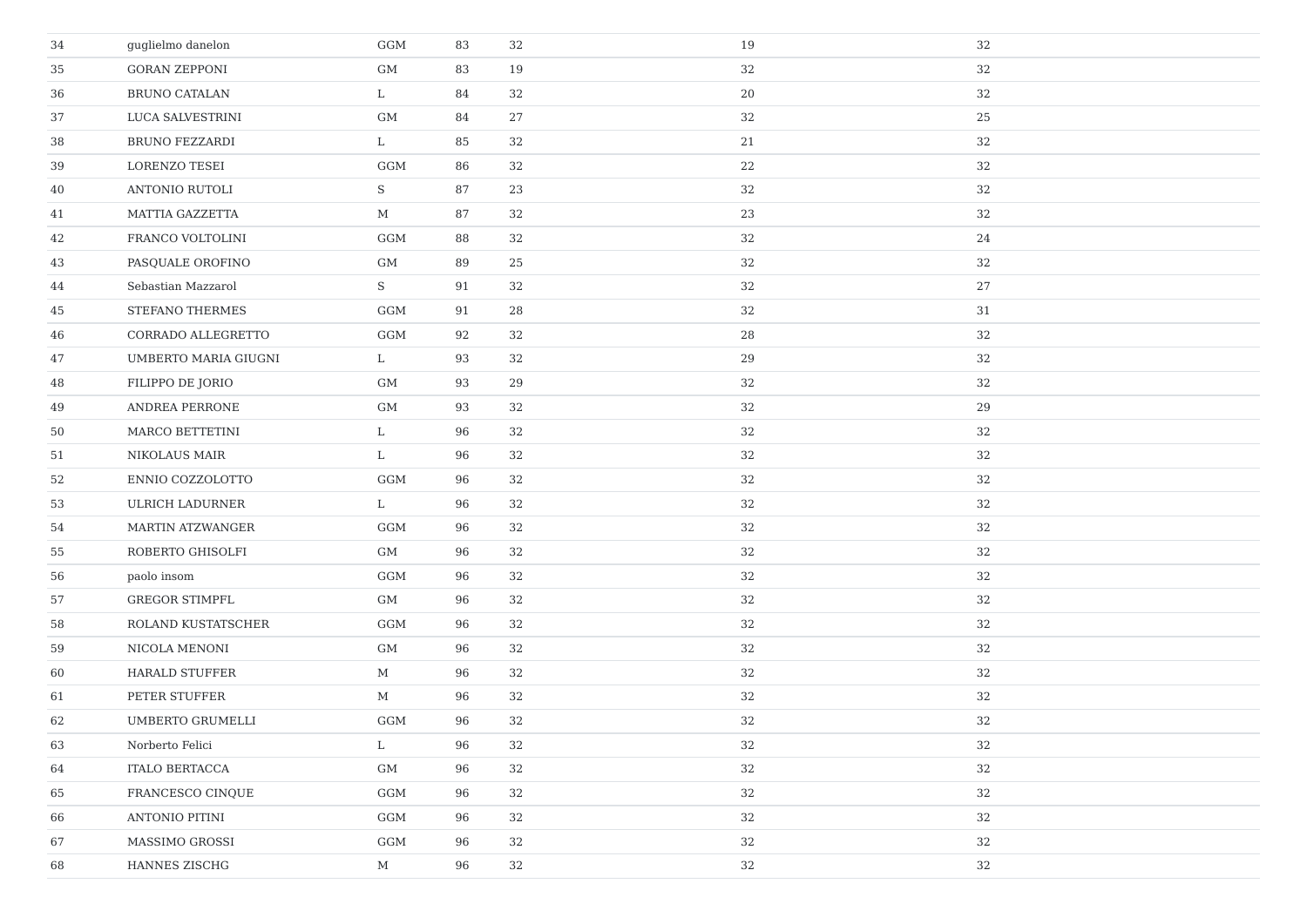| | | | | | | |
|---|---|---|---|---|---|---|
| 34 | guglielmo danelon | GGM | 83 | 32 | 19 | 32 |
| 35 | GORAN ZEPPONI | GM | 83 | 19 | 32 | 32 |
| 36 | BRUNO CATALAN | L | 84 | 32 | 20 | 32 |
| 37 | LUCA SALVESTRINI | GM | 84 | 27 | 32 | 25 |
| 38 | BRUNO FEZZARDI | L | 85 | 32 | 21 | 32 |
| 39 | LORENZO TESEI | GGM | 86 | 32 | 22 | 32 |
| 40 | ANTONIO RUTOLI | S | 87 | 23 | 32 | 32 |
| 41 | MATTIA GAZZETTA | M | 87 | 32 | 23 | 32 |
| 42 | FRANCO VOLTOLINI | GGM | 88 | 32 | 32 | 24 |
| 43 | PASQUALE OROFINO | GM | 89 | 25 | 32 | 32 |
| 44 | Sebastian Mazzarol | S | 91 | 32 | 32 | 27 |
| 45 | STEFANO THERMES | GGM | 91 | 28 | 32 | 31 |
| 46 | CORRADO ALLEGRETTO | GGM | 92 | 32 | 28 | 32 |
| 47 | UMBERTO MARIA GIUGNI | L | 93 | 32 | 29 | 32 |
| 48 | FILIPPO DE JORIO | GM | 93 | 29 | 32 | 32 |
| 49 | ANDREA PERRONE | GM | 93 | 32 | 32 | 29 |
| 50 | MARCO BETTETINI | L | 96 | 32 | 32 | 32 |
| 51 | NIKOLAUS MAIR | L | 96 | 32 | 32 | 32 |
| 52 | ENNIO COZZOLOTTO | GGM | 96 | 32 | 32 | 32 |
| 53 | ULRICH LADURNER | L | 96 | 32 | 32 | 32 |
| 54 | MARTIN ATZWANGER | GGM | 96 | 32 | 32 | 32 |
| 55 | ROBERTO GHISOLFI | GM | 96 | 32 | 32 | 32 |
| 56 | paolo insom | GGM | 96 | 32 | 32 | 32 |
| 57 | GREGOR STIMPFL | GM | 96 | 32 | 32 | 32 |
| 58 | ROLAND KUSTATSCHER | GGM | 96 | 32 | 32 | 32 |
| 59 | NICOLA MENONI | GM | 96 | 32 | 32 | 32 |
| 60 | HARALD STUFFER | M | 96 | 32 | 32 | 32 |
| 61 | PETER STUFFER | M | 96 | 32 | 32 | 32 |
| 62 | UMBERTO GRUMELLI | GGM | 96 | 32 | 32 | 32 |
| 63 | Norberto Felici | L | 96 | 32 | 32 | 32 |
| 64 | ITALO BERTACCA | GM | 96 | 32 | 32 | 32 |
| 65 | FRANCESCO CINQUE | GGM | 96 | 32 | 32 | 32 |
| 66 | ANTONIO PITINI | GGM | 96 | 32 | 32 | 32 |
| 67 | MASSIMO GROSSI | GGM | 96 | 32 | 32 | 32 |
| 68 | HANNES ZISCHG | M | 96 | 32 | 32 | 32 |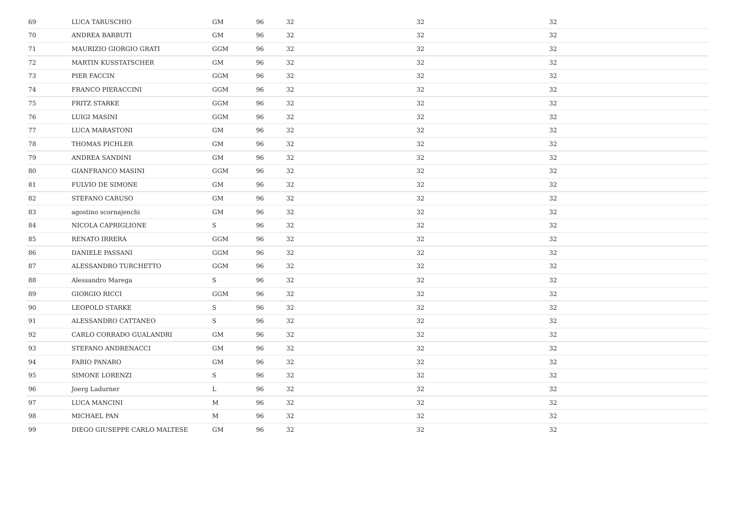| | | | | | | |
|---|---|---|---|---|---|---|
| 69 | LUCA TARUSCHIO | GM | 96 | 32 | 32 | 32 |
| 70 | ANDREA BARBUTI | GM | 96 | 32 | 32 | 32 |
| 71 | MAURIZIO GIORGIO GRATI | GGM | 96 | 32 | 32 | 32 |
| 72 | MARTIN KUSSTATSCHER | GM | 96 | 32 | 32 | 32 |
| 73 | PIER FACCIN | GGM | 96 | 32 | 32 | 32 |
| 74 | FRANCO PIERACCINI | GGM | 96 | 32 | 32 | 32 |
| 75 | FRITZ STARKE | GGM | 96 | 32 | 32 | 32 |
| 76 | LUIGI MASINI | GGM | 96 | 32 | 32 | 32 |
| 77 | LUCA MARASTONI | GM | 96 | 32 | 32 | 32 |
| 78 | THOMAS PICHLER | GM | 96 | 32 | 32 | 32 |
| 79 | ANDREA SANDINI | GM | 96 | 32 | 32 | 32 |
| 80 | GIANFRANCO MASINI | GGM | 96 | 32 | 32 | 32 |
| 81 | FULVIO DE SIMONE | GM | 96 | 32 | 32 | 32 |
| 82 | STEFANO CARUSO | GM | 96 | 32 | 32 | 32 |
| 83 | agostino scornajenchi | GM | 96 | 32 | 32 | 32 |
| 84 | NICOLA CAPRIGLIONE | S | 96 | 32 | 32 | 32 |
| 85 | RENATO IRRERA | GGM | 96 | 32 | 32 | 32 |
| 86 | DANIELE PASSANI | GGM | 96 | 32 | 32 | 32 |
| 87 | ALESSANDRO TURCHETTO | GGM | 96 | 32 | 32 | 32 |
| 88 | Alessandro Marega | S | 96 | 32 | 32 | 32 |
| 89 | GIORGIO RICCI | GGM | 96 | 32 | 32 | 32 |
| 90 | LEOPOLD STARKE | S | 96 | 32 | 32 | 32 |
| 91 | ALESSANDRO CATTANEO | S | 96 | 32 | 32 | 32 |
| 92 | CARLO CORRADO GUALANDRI | GM | 96 | 32 | 32 | 32 |
| 93 | STEFANO ANDRENACCI | GM | 96 | 32 | 32 | 32 |
| 94 | FABIO PANARO | GM | 96 | 32 | 32 | 32 |
| 95 | SIMONE LORENZI | S | 96 | 32 | 32 | 32 |
| 96 | Joerg Ladurner | L | 96 | 32 | 32 | 32 |
| 97 | LUCA MANCINI | M | 96 | 32 | 32 | 32 |
| 98 | MICHAEL PAN | M | 96 | 32 | 32 | 32 |
| 99 | DIEGO GIUSEPPE CARLO MALTESE | GM | 96 | 32 | 32 | 32 |